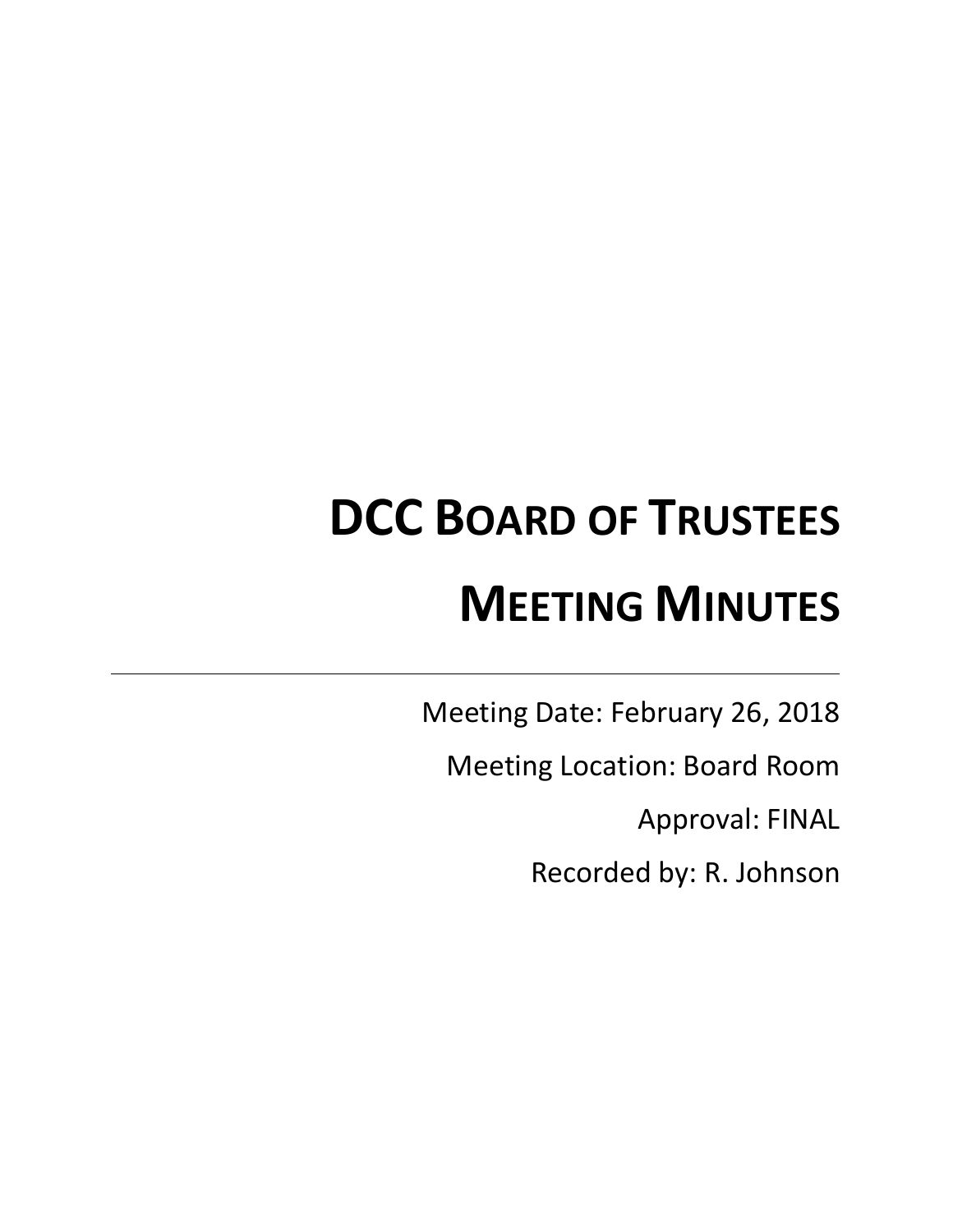# DCC Board of Trustees

# Meeting Minutes

---

Meeting Date: February 26, 2018

Meeting Location: Board Room

Approval: FINAL

Recorded by: R. Johnson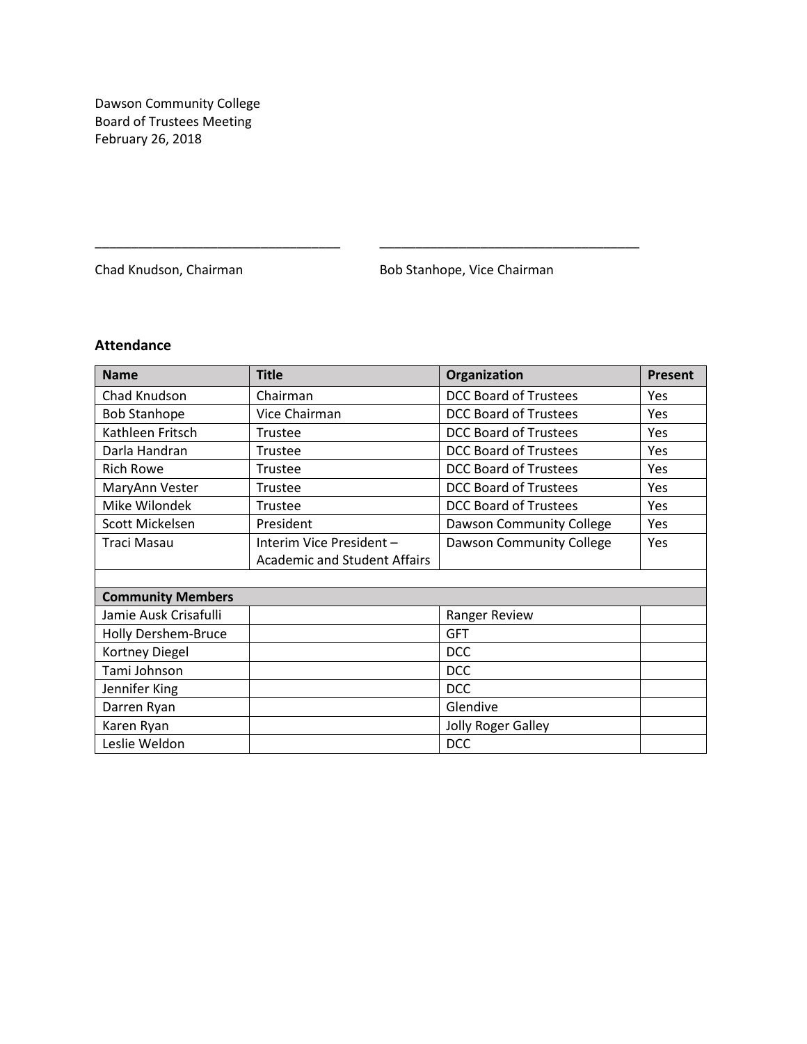Dawson Community College
Board of Trustees Meeting
February 26, 2018

\_\_\_\_\_\_\_\_\_\_\_\_\_\_\_\_\_\_\_\_\_\_\_\_\_\_\_\_\_\_\_\_\_\_ \_\_\_\_\_\_\_\_\_\_\_\_\_\_\_\_\_\_\_\_\_\_\_\_\_\_\_\_\_\_\_\_\_\_\_\_

Chad Knudson, Chairman Bob Stanhope, Vice Chairman

### Attendance

| Name | Title | Organization | Present |
|---|---|---|---|
| Chad Knudson | Chairman | DCC Board of Trustees | Yes |
| Bob Stanhope | Vice Chairman | DCC Board of Trustees | Yes |
| Kathleen Fritsch | Trustee | DCC Board of Trustees | Yes |
| Darla Handran | Trustee | DCC Board of Trustees | Yes |
| Rich Rowe | Trustee | DCC Board of Trustees | Yes |
| MaryAnn Vester | Trustee | DCC Board of Trustees | Yes |
| Mike Wilondek | Trustee | DCC Board of Trustees | Yes |
| Scott Mickelsen | President | Dawson Community College | Yes |
| Traci Masau | Interim Vice President – Academic and Student Affairs | Dawson Community College | Yes |
| | | | |
| **Community Members** | | | |
| Jamie Ausk Crisafulli | | Ranger Review | |
| Holly Dershem-Bruce | | GFT | |
| Kortney Diegel | | DCC | |
| Tami Johnson | | DCC | |
| Jennifer King | | DCC | |
| Darren Ryan | | Glendive | |
| Karen Ryan | | Jolly Roger Galley | |
| Leslie Weldon | | DCC | |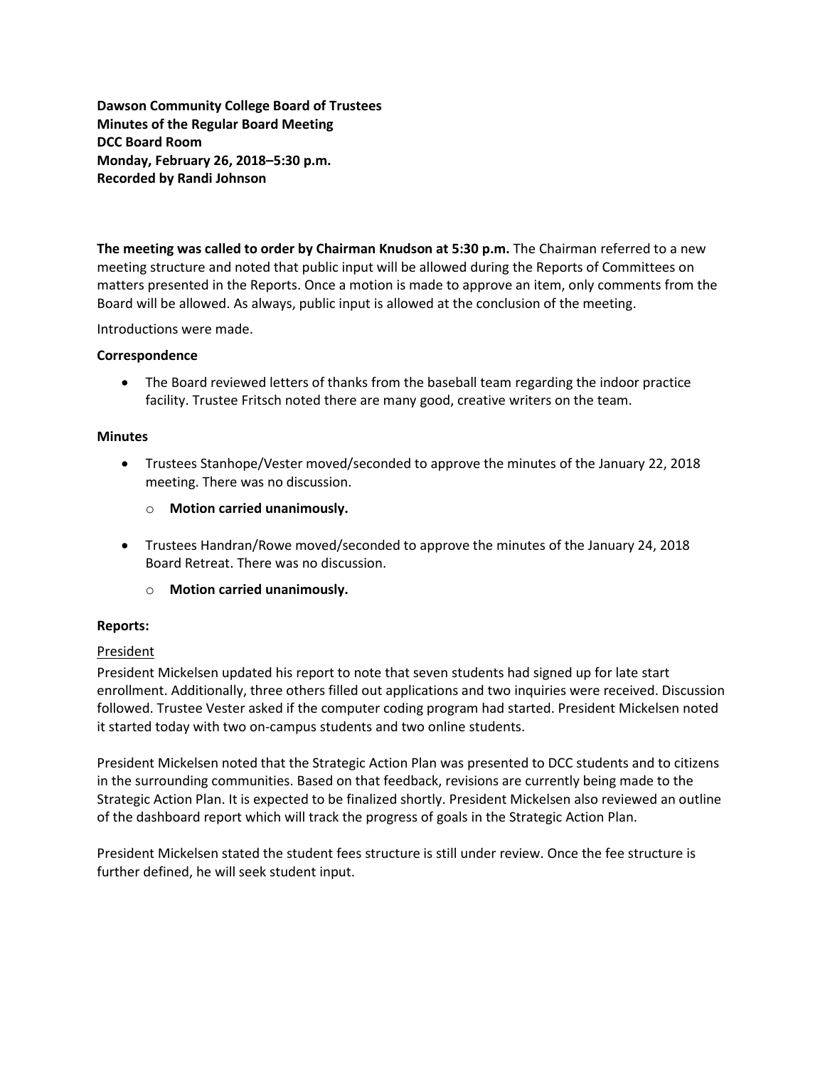**Dawson Community College Board of Trustees**
**Minutes of the Regular Board Meeting**
**DCC Board Room**
**Monday, February 26, 2018–5:30 p.m.**
**Recorded by Randi Johnson**

**The meeting was called to order by Chairman Knudson at 5:30 p.m.** The Chairman referred to a new meeting structure and noted that public input will be allowed during the Reports of Committees on matters presented in the Reports. Once a motion is made to approve an item, only comments from the Board will be allowed. As always, public input is allowed at the conclusion of the meeting.

Introductions were made.

**Correspondence**

- The Board reviewed letters of thanks from the baseball team regarding the indoor practice facility. Trustee Fritsch noted there are many good, creative writers on the team.

**Minutes**

- Trustees Stanhope/Vester moved/seconded to approve the minutes of the January 22, 2018 meeting. There was no discussion.
    - **Motion carried unanimously.**
- Trustees Handran/Rowe moved/seconded to approve the minutes of the January 24, 2018 Board Retreat. There was no discussion.
    - **Motion carried unanimously.**

**Reports:**

President

President Mickelsen updated his report to note that seven students had signed up for late start enrollment. Additionally, three others filled out applications and two inquiries were received. Discussion followed. Trustee Vester asked if the computer coding program had started. President Mickelsen noted it started today with two on-campus students and two online students.

President Mickelsen noted that the Strategic Action Plan was presented to DCC students and to citizens in the surrounding communities. Based on that feedback, revisions are currently being made to the Strategic Action Plan. It is expected to be finalized shortly. President Mickelsen also reviewed an outline of the dashboard report which will track the progress of goals in the Strategic Action Plan.

President Mickelsen stated the student fees structure is still under review. Once the fee structure is further defined, he will seek student input.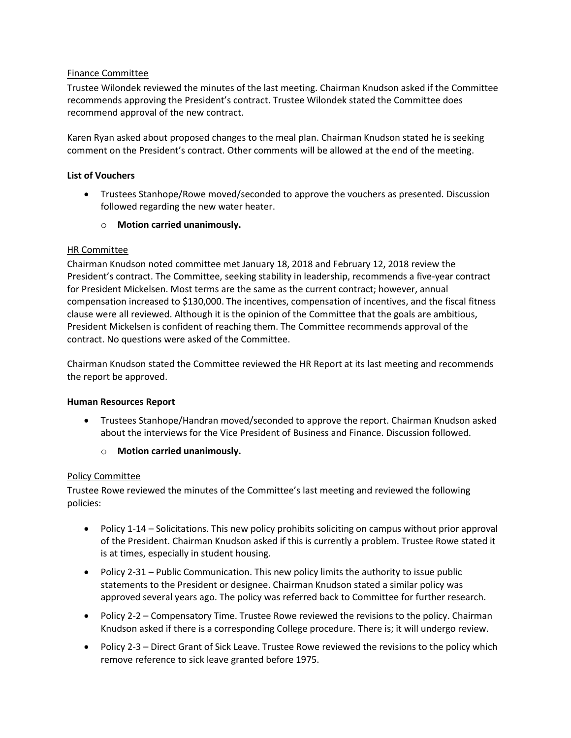Finance Committee

Trustee Wilondek reviewed the minutes of the last meeting. Chairman Knudson asked if the Committee recommends approving the President's contract. Trustee Wilondek stated the Committee does recommend approval of the new contract.

Karen Ryan asked about proposed changes to the meal plan. Chairman Knudson stated he is seeking comment on the President's contract. Other comments will be allowed at the end of the meeting.

**List of Vouchers**

- Trustees Stanhope/Rowe moved/seconded to approve the vouchers as presented. Discussion followed regarding the new water heater.
  - **Motion carried unanimously.**

HR Committee

Chairman Knudson noted committee met January 18, 2018 and February 12, 2018 review the President's contract. The Committee, seeking stability in leadership, recommends a five-year contract for President Mickelsen. Most terms are the same as the current contract; however, annual compensation increased to $130,000. The incentives, compensation of incentives, and the fiscal fitness clause were all reviewed. Although it is the opinion of the Committee that the goals are ambitious, President Mickelsen is confident of reaching them. The Committee recommends approval of the contract. No questions were asked of the Committee.

Chairman Knudson stated the Committee reviewed the HR Report at its last meeting and recommends the report be approved.

**Human Resources Report**

- Trustees Stanhope/Handran moved/seconded to approve the report. Chairman Knudson asked about the interviews for the Vice President of Business and Finance. Discussion followed.
  - **Motion carried unanimously.**

Policy Committee

Trustee Rowe reviewed the minutes of the Committee's last meeting and reviewed the following policies:

- Policy 1-14 – Solicitations. This new policy prohibits soliciting on campus without prior approval of the President. Chairman Knudson asked if this is currently a problem. Trustee Rowe stated it is at times, especially in student housing.
- Policy 2-31 – Public Communication. This new policy limits the authority to issue public statements to the President or designee. Chairman Knudson stated a similar policy was approved several years ago. The policy was referred back to Committee for further research.
- Policy 2-2 – Compensatory Time. Trustee Rowe reviewed the revisions to the policy. Chairman Knudson asked if there is a corresponding College procedure. There is; it will undergo review.
- Policy 2-3 – Direct Grant of Sick Leave. Trustee Rowe reviewed the revisions to the policy which remove reference to sick leave granted before 1975.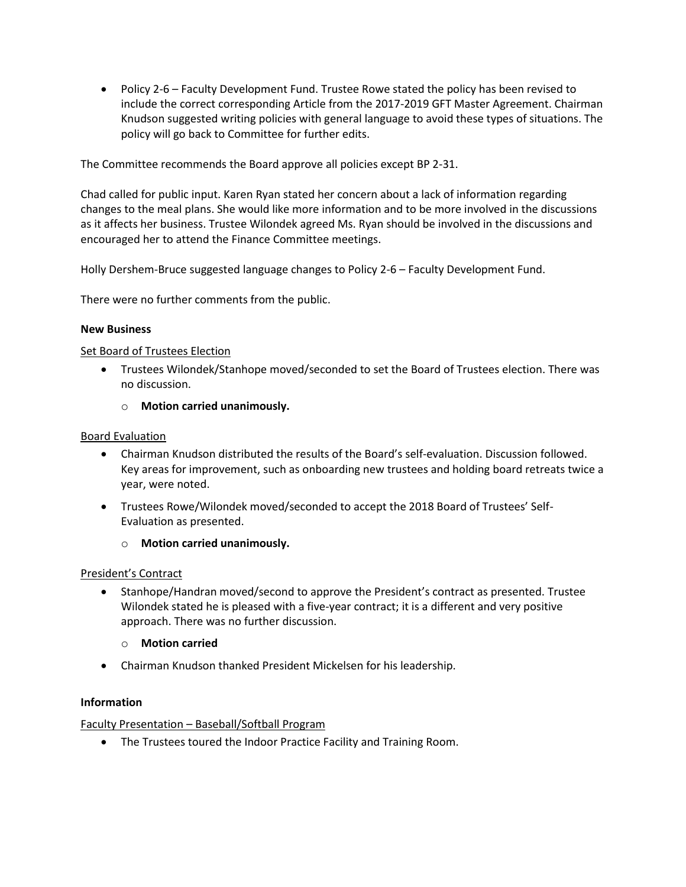- Policy 2-6 – Faculty Development Fund. Trustee Rowe stated the policy has been revised to include the correct corresponding Article from the 2017-2019 GFT Master Agreement. Chairman Knudson suggested writing policies with general language to avoid these types of situations. The policy will go back to Committee for further edits.

The Committee recommends the Board approve all policies except BP 2-31.

Chad called for public input. Karen Ryan stated her concern about a lack of information regarding changes to the meal plans. She would like more information and to be more involved in the discussions as it affects her business. Trustee Wilondek agreed Ms. Ryan should be involved in the discussions and encouraged her to attend the Finance Committee meetings.

Holly Dershem-Bruce suggested language changes to Policy 2-6 – Faculty Development Fund.

There were no further comments from the public.

**New Business**

Set Board of Trustees Election

- Trustees Wilondek/Stanhope moved/seconded to set the Board of Trustees election. There was no discussion.
  - **Motion carried unanimously.**

Board Evaluation

- Chairman Knudson distributed the results of the Board's self-evaluation. Discussion followed. Key areas for improvement, such as onboarding new trustees and holding board retreats twice a year, were noted.
- Trustees Rowe/Wilondek moved/seconded to accept the 2018 Board of Trustees' Self-Evaluation as presented.
  - **Motion carried unanimously.**

President's Contract

- Stanhope/Handran moved/second to approve the President's contract as presented. Trustee Wilondek stated he is pleased with a five-year contract; it is a different and very positive approach. There was no further discussion.
  - **Motion carried**
- Chairman Knudson thanked President Mickelsen for his leadership.

**Information**

Faculty Presentation – Baseball/Softball Program

- The Trustees toured the Indoor Practice Facility and Training Room.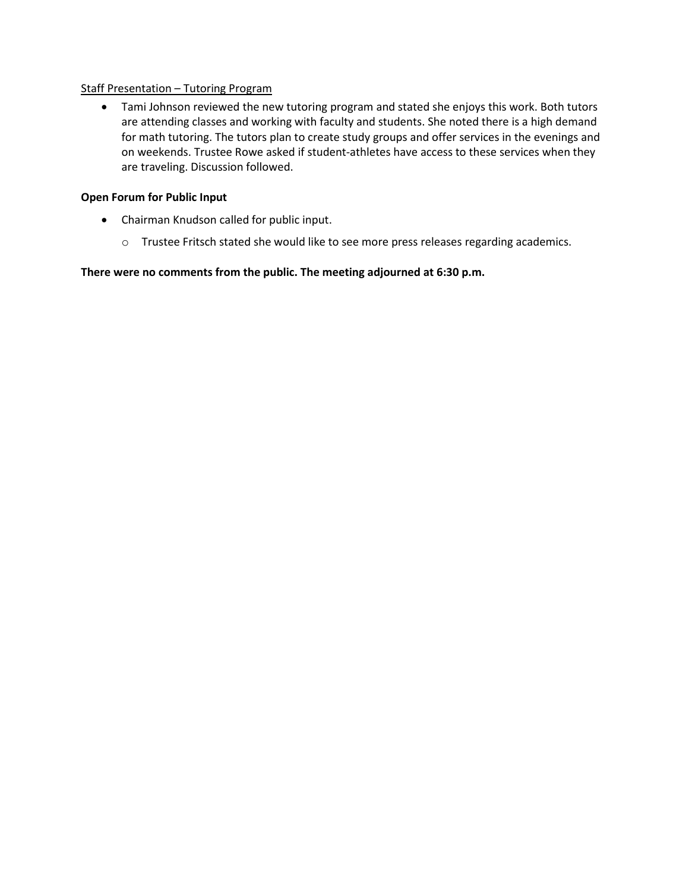Staff Presentation – Tutoring Program

- Tami Johnson reviewed the new tutoring program and stated she enjoys this work. Both tutors are attending classes and working with faculty and students. She noted there is a high demand for math tutoring. The tutors plan to create study groups and offer services in the evenings and on weekends. Trustee Rowe asked if student-athletes have access to these services when they are traveling. Discussion followed.

**Open Forum for Public Input**

- Chairman Knudson called for public input.
  - Trustee Fritsch stated she would like to see more press releases regarding academics.

**There were no comments from the public. The meeting adjourned at 6:30 p.m.**